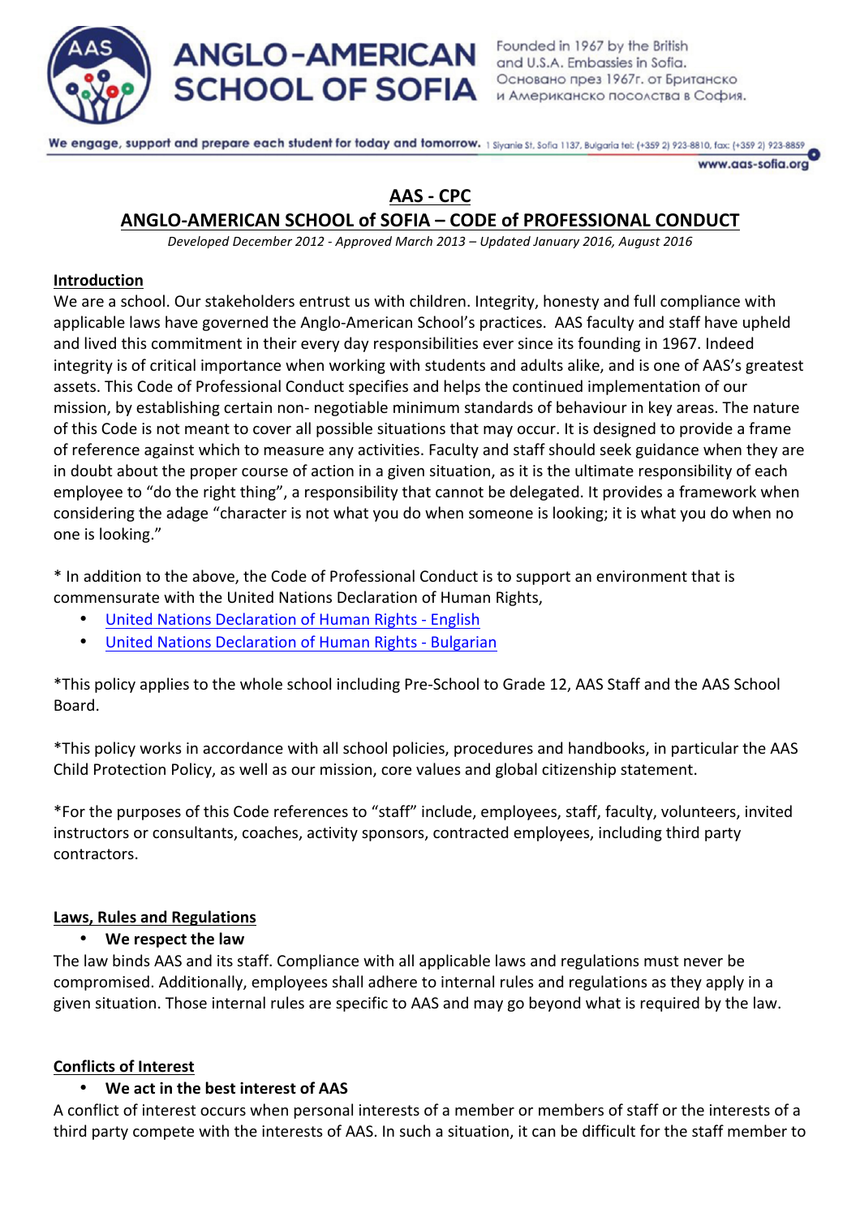# ANGLO-AMERICAN SCHOOL OF SOFIA

Founded in 1967 by the British and U.S.A. Embassies in Sofia.
Основано през 1967г. от Британско и Американско посолства в София.

We engage, support and prepare each student for today and tomorrow. 1 Siyanie St, Sofia 1137, Bulgaria tel: (+359 2) 923-8810, fax: (+359 2) 923-8859

www.aas-sofia.org

## AAS - CPC

## ANGLO-AMERICAN SCHOOL of SOFIA – CODE of PROFESSIONAL CONDUCT

*Developed December 2012 - Approved March 2013 – Updated January 2016, August 2016*

### Introduction

We are a school. Our stakeholders entrust us with children. Integrity, honesty and full compliance with applicable laws have governed the Anglo-American School's practices. AAS faculty and staff have upheld and lived this commitment in their every day responsibilities ever since its founding in 1967. Indeed integrity is of critical importance when working with students and adults alike, and is one of AAS's greatest assets. This Code of Professional Conduct specifies and helps the continued implementation of our mission, by establishing certain non- negotiable minimum standards of behaviour in key areas. The nature of this Code is not meant to cover all possible situations that may occur. It is designed to provide a frame of reference against which to measure any activities. Faculty and staff should seek guidance when they are in doubt about the proper course of action in a given situation, as it is the ultimate responsibility of each employee to "do the right thing", a responsibility that cannot be delegated. It provides a framework when considering the adage "character is not what you do when someone is looking; it is what you do when no one is looking."

* In addition to the above, the Code of Professional Conduct is to support an environment that is commensurate with the United Nations Declaration of Human Rights,

- United Nations Declaration of Human Rights - English
- United Nations Declaration of Human Rights - Bulgarian

*This policy applies to the whole school including Pre-School to Grade 12, AAS Staff and the AAS School Board.

*This policy works in accordance with all school policies, procedures and handbooks, in particular the AAS Child Protection Policy, as well as our mission, core values and global citizenship statement.

*For the purposes of this Code references to "staff" include, employees, staff, faculty, volunteers, invited instructors or consultants, coaches, activity sponsors, contracted employees, including third party contractors.

### Laws, Rules and Regulations

- **We respect the law**

The law binds AAS and its staff. Compliance with all applicable laws and regulations must never be compromised. Additionally, employees shall adhere to internal rules and regulations as they apply in a given situation. Those internal rules are specific to AAS and may go beyond what is required by the law.

### Conflicts of Interest

- **We act in the best interest of AAS**

A conflict of interest occurs when personal interests of a member or members of staff or the interests of a third party compete with the interests of AAS. In such a situation, it can be difficult for the staff member to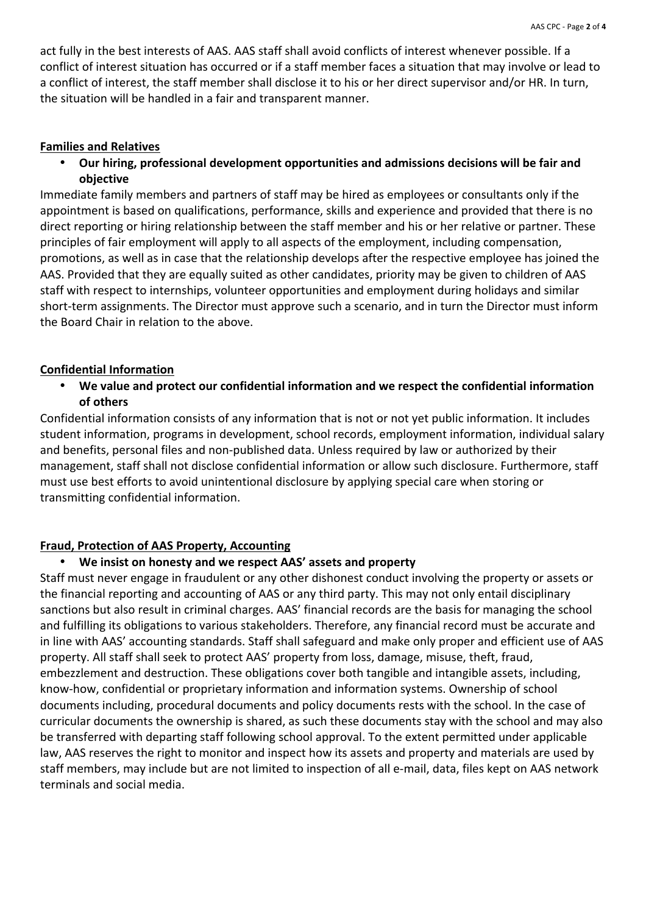act fully in the best interests of AAS. AAS staff shall avoid conflicts of interest whenever possible. If a conflict of interest situation has occurred or if a staff member faces a situation that may involve or lead to a conflict of interest, the staff member shall disclose it to his or her direct supervisor and/or HR. In turn, the situation will be handled in a fair and transparent manner.

## Families and Relatives

- **Our hiring, professional development opportunities and admissions decisions will be fair and objective**

Immediate family members and partners of staff may be hired as employees or consultants only if the appointment is based on qualifications, performance, skills and experience and provided that there is no direct reporting or hiring relationship between the staff member and his or her relative or partner. These principles of fair employment will apply to all aspects of the employment, including compensation, promotions, as well as in case that the relationship develops after the respective employee has joined the AAS. Provided that they are equally suited as other candidates, priority may be given to children of AAS staff with respect to internships, volunteer opportunities and employment during holidays and similar short-term assignments. The Director must approve such a scenario, and in turn the Director must inform the Board Chair in relation to the above.

## Confidential Information

- **We value and protect our confidential information and we respect the confidential information of others**

Confidential information consists of any information that is not or not yet public information. It includes student information, programs in development, school records, employment information, individual salary and benefits, personal files and non-published data. Unless required by law or authorized by their management, staff shall not disclose confidential information or allow such disclosure. Furthermore, staff must use best efforts to avoid unintentional disclosure by applying special care when storing or transmitting confidential information.

## Fraud, Protection of AAS Property, Accounting

- **We insist on honesty and we respect AAS' assets and property**

Staff must never engage in fraudulent or any other dishonest conduct involving the property or assets or the financial reporting and accounting of AAS or any third party. This may not only entail disciplinary sanctions but also result in criminal charges. AAS' financial records are the basis for managing the school and fulfilling its obligations to various stakeholders. Therefore, any financial record must be accurate and in line with AAS' accounting standards. Staff shall safeguard and make only proper and efficient use of AAS property. All staff shall seek to protect AAS' property from loss, damage, misuse, theft, fraud, embezzlement and destruction. These obligations cover both tangible and intangible assets, including, know-how, confidential or proprietary information and information systems. Ownership of school documents including, procedural documents and policy documents rests with the school. In the case of curricular documents the ownership is shared, as such these documents stay with the school and may also be transferred with departing staff following school approval. To the extent permitted under applicable law, AAS reserves the right to monitor and inspect how its assets and property and materials are used by staff members, may include but are not limited to inspection of all e-mail, data, files kept on AAS network terminals and social media.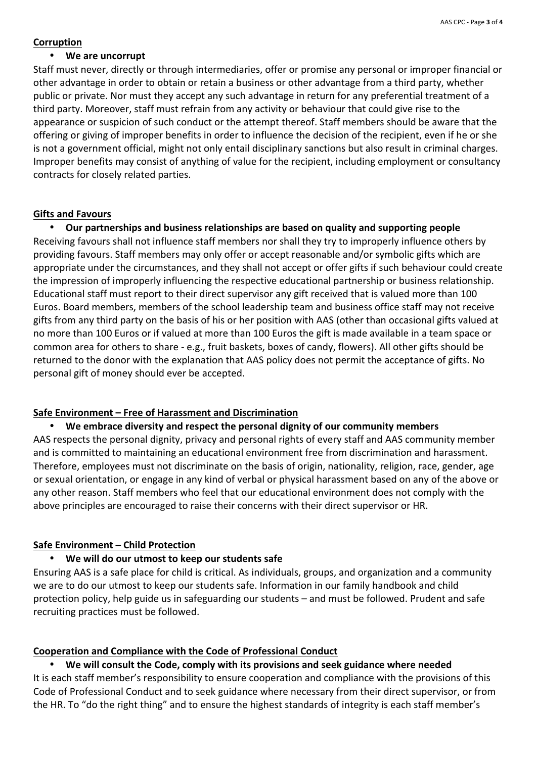**Corruption**

- **We are uncorrupt**

Staff must never, directly or through intermediaries, offer or promise any personal or improper financial or other advantage in order to obtain or retain a business or other advantage from a third party, whether public or private. Nor must they accept any such advantage in return for any preferential treatment of a third party. Moreover, staff must refrain from any activity or behaviour that could give rise to the appearance or suspicion of such conduct or the attempt thereof. Staff members should be aware that the offering or giving of improper benefits in order to influence the decision of the recipient, even if he or she is not a government official, might not only entail disciplinary sanctions but also result in criminal charges. Improper benefits may consist of anything of value for the recipient, including employment or consultancy contracts for closely related parties.

**Gifts and Favours**

- **Our partnerships and business relationships are based on quality and supporting people**

Receiving favours shall not influence staff members nor shall they try to improperly influence others by providing favours. Staff members may only offer or accept reasonable and/or symbolic gifts which are appropriate under the circumstances, and they shall not accept or offer gifts if such behaviour could create the impression of improperly influencing the respective educational partnership or business relationship. Educational staff must report to their direct supervisor any gift received that is valued more than 100 Euros. Board members, members of the school leadership team and business office staff may not receive gifts from any third party on the basis of his or her position with AAS (other than occasional gifts valued at no more than 100 Euros or if valued at more than 100 Euros the gift is made available in a team space or common area for others to share - e.g., fruit baskets, boxes of candy, flowers). All other gifts should be returned to the donor with the explanation that AAS policy does not permit the acceptance of gifts. No personal gift of money should ever be accepted.

**Safe Environment – Free of Harassment and Discrimination**

- **We embrace diversity and respect the personal dignity of our community members**

AAS respects the personal dignity, privacy and personal rights of every staff and AAS community member and is committed to maintaining an educational environment free from discrimination and harassment. Therefore, employees must not discriminate on the basis of origin, nationality, religion, race, gender, age or sexual orientation, or engage in any kind of verbal or physical harassment based on any of the above or any other reason. Staff members who feel that our educational environment does not comply with the above principles are encouraged to raise their concerns with their direct supervisor or HR.

**Safe Environment – Child Protection**

- **We will do our utmost to keep our students safe**

Ensuring AAS is a safe place for child is critical. As individuals, groups, and organization and a community we are to do our utmost to keep our students safe. Information in our family handbook and child protection policy, help guide us in safeguarding our students – and must be followed. Prudent and safe recruiting practices must be followed.

**Cooperation and Compliance with the Code of Professional Conduct**

- **We will consult the Code, comply with its provisions and seek guidance where needed**

It is each staff member's responsibility to ensure cooperation and compliance with the provisions of this Code of Professional Conduct and to seek guidance where necessary from their direct supervisor, or from the HR. To "do the right thing" and to ensure the highest standards of integrity is each staff member's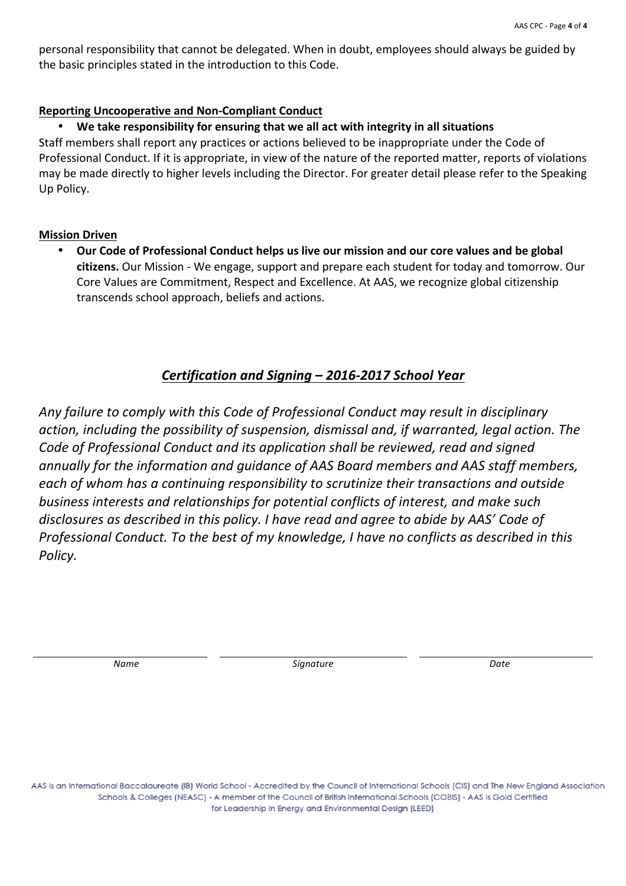personal responsibility that cannot be delegated. When in doubt, employees should always be guided by the basic principles stated in the introduction to this Code.

**Reporting Uncooperative and Non-Compliant Conduct**

- **We take responsibility for ensuring that we all act with integrity in all situations**

Staff members shall report any practices or actions believed to be inappropriate under the Code of Professional Conduct. If it is appropriate, in view of the nature of the reported matter, reports of violations may be made directly to higher levels including the Director. For greater detail please refer to the Speaking Up Policy.

**Mission Driven**

- **Our Code of Professional Conduct helps us live our mission and our core values and be global citizens.** Our Mission - We engage, support and prepare each student for today and tomorrow. Our Core Values are Commitment, Respect and Excellence. At AAS, we recognize global citizenship transcends school approach, beliefs and actions.

## *Certification and Signing – 2016-2017 School Year*

*Any failure to comply with this Code of Professional Conduct may result in disciplinary action, including the possibility of suspension, dismissal and, if warranted, legal action. The Code of Professional Conduct and its application shall be reviewed, read and signed annually for the information and guidance of AAS Board members and AAS staff members, each of whom has a continuing responsibility to scrutinize their transactions and outside business interests and relationships for potential conflicts of interest, and make such disclosures as described in this policy. I have read and agree to abide by AAS' Code of Professional Conduct. To the best of my knowledge, I have no conflicts as described in this Policy.*

| | | |
|---|---|---|
| ______________________ | ______________________ | ______________________ |
| *Name* | *Signature* | *Date* |

AAS is an International Baccalaureate (IB) World School - Accredited by the Council of International Schools (CIS) and The New England Association Schools & Colleges (NEASC) - A member of the Council of British International Schools (COBIS) - AAS is Gold Certified for Leadership in Energy and Environmental Design (LEED)